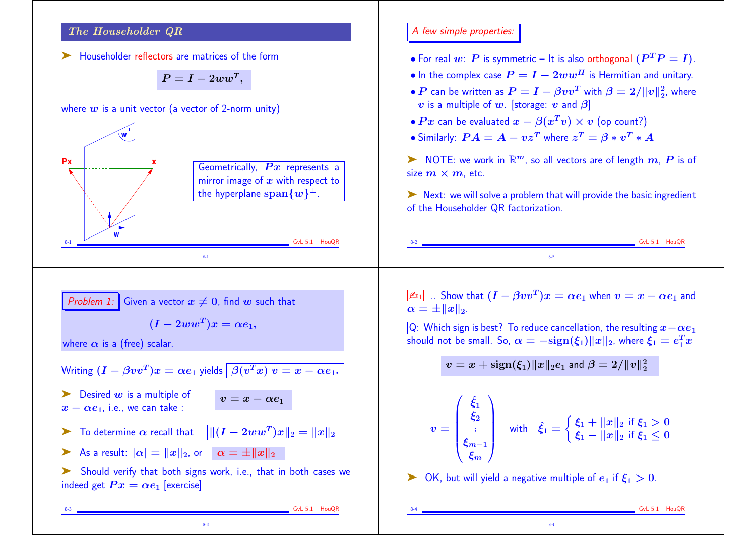## The Householder QR

➤ Householder reflectors are matrices of the form

$$P = I - 2ww^T,$$

where $w$ is a unit vector (a vector of 2-norm unity)

Geometrically, $Px$ represents a mirror image of $x$ with respect to the hyperplane $\text{span}\{w\}^\perp$.

### A few simple properties:

- For real $w$: $P$ is symmetric – It is also orthogonal ($P^TP = I$).
- In the complex case $P = I - 2ww^H$ is Hermitian and unitary.
- $P$ can be written as $P = I - \beta vv^T$ with $\beta = 2/\|v\|_2^2$, where $v$ is a multiple of $w$. [storage: $v$ and $\beta$]
- $Px$ can be evaluated $x - \beta(x^Tv) \times v$ (op count?)
- Similarly: $PA = A - vz^T$ where $z^T = \beta * v^T * A$

➤ NOTE: we work in $\mathbb{R}^m$, so all vectors are of length $m$, $P$ is of size $m \times m$, etc.

➤ Next: we will solve a problem that will provide the basic ingredient of the Householder QR factorization.

*Problem 1:* Given a vector $x \neq 0$, find $w$ such that

$$(I - 2ww^T)x = \alpha e_1,$$

where $\alpha$ is a (free) scalar.

Writing $(I - \beta vv^T)x = \alpha e_1$ yields $\beta(v^Tx)\ v = x - \alpha e_1.$

➤ Desired $w$ is a multiple of $x - \alpha e_1$, i.e., we can take : $v = x - \alpha e_1$

➤ To determine $\alpha$ recall that $\|(I - 2ww^T)x\|_2 = \|x\|_2$

➤ As a result: $|\alpha| = \|x\|_2$, or $\alpha = \pm\|x\|_2$

➤ Should verify that both signs work, i.e., that in both cases we indeed get $Px = \alpha e_1$ [exercise]

✍ .. Show that $(I - \beta vv^T)x = \alpha e_1$ when $v = x - \alpha e_1$ and $\alpha = \pm\|x\|_2$.

Q: Which sign is best? To reduce cancellation, the resulting $x - \alpha e_1$ should not be small. So, $\alpha = -\text{sign}(\xi_1)\|x\|_2$, where $\xi_1 = e_1^Tx$

$$v = x + \text{sign}(\xi_1)\|x\|_2 e_1 \text{ and } \beta = 2/\|v\|_2^2$$

$$v = \begin{pmatrix} \hat{\xi}_1 \\ \xi_2 \\ \vdots \\ \xi_{m-1} \\ \xi_m \end{pmatrix} \quad \text{with} \quad \hat{\xi}_1 = \begin{cases} \xi_1 + \|x\|_2 & \text{if } \xi_1 > 0 \\ \xi_1 - \|x\|_2 & \text{if } \xi_1 \leq 0 \end{cases}$$

➤ OK, but will yield a negative multiple of $e_1$ if $\xi_1 > 0$.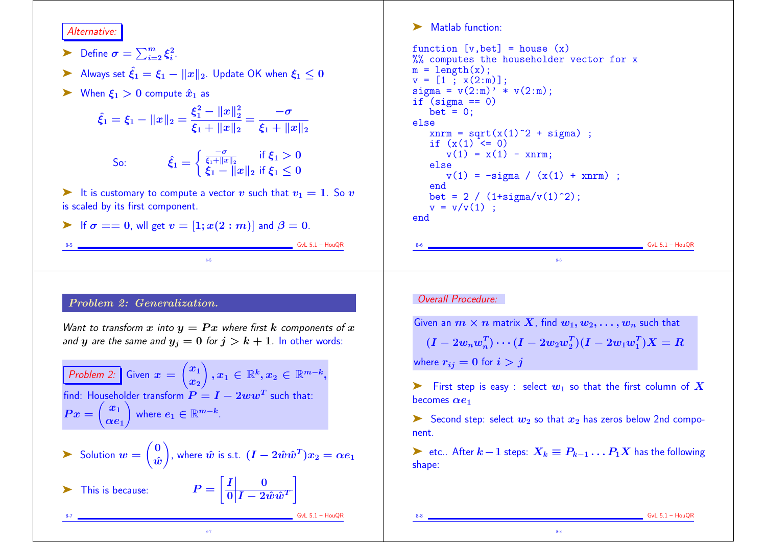*Alternative:*

- Define $\sigma = \sum_{i=2}^{m} \xi_i^2$.
- Always set $\hat{\xi}_1 = \xi_1 - \|x\|_2$. Update OK when $\xi_1 \le 0$
- When $\xi_1 > 0$ compute $\hat{x}_1$ as

$$\hat{\xi}_1 = \xi_1 - \|x\|_2 = \frac{\xi_1^2 - \|x\|_2^2}{\xi_1 + \|x\|_2} = \frac{-\sigma}{\xi_1 + \|x\|_2}$$

So: 
$$\hat{\xi}_1 = \begin{cases} \frac{-\sigma}{\xi_1 + \|x\|_2} & \text{if } \xi_1 > 0 \\ \xi_1 - \|x\|_2 & \text{if } \xi_1 \le 0 \end{cases}$$

- It is customary to compute a vector $v$ such that $v_1 = 1$. So $v$ is scaled by its first component.
- If $\sigma == 0$, wll get $v = [1; x(2:m)]$ and $\beta = 0$.

- Matlab function:

```
function [v,bet] = house (x)
%% computes the householder vector for x
m = length(x);
v = [1 ; x(2:m)];
sigma = v(2:m)' * v(2:m);
if (sigma == 0)
   bet = 0;
else
   xnrm = sqrt(x(1)^2 + sigma) ;
   if (x(1) <= 0)
      v(1) = x(1) - xnrm;
   else
      v(1) = -sigma / (x(1) + xnrm) ;
   end
   bet = 2 / (1+sigma/v(1)^2);
   v = v/v(1) ;
end
```

## *Problem 2: Generalization.*

*Want to transform $x$ into $y = Px$ where first $k$ components of $x$ and $y$ are the same and $y_j = 0$ for $j > k+1$. In other words:*

*Problem 2:* Given $x = \begin{pmatrix} x_1 \\ x_2 \end{pmatrix}, x_1 \in \mathbb{R}^k, x_2 \in \mathbb{R}^{m-k}$, find: Householder transform $P = I - 2ww^T$ such that: $Px = \begin{pmatrix} x_1 \\ \alpha e_1 \end{pmatrix}$ where $e_1 \in \mathbb{R}^{m-k}$.

- Solution $w = \begin{pmatrix} 0 \\ \hat{w} \end{pmatrix}$, where $\hat{w}$ is s.t. $(I - 2\hat{w}\hat{w}^T)x_2 = \alpha e_1$
- This is because: 
$$P = \left[\begin{array}{c|c} I & 0 \\ \hline 0 & I - 2\hat{w}\hat{w}^T \end{array}\right]$$

*Overall Procedure:*

Given an $m \times n$ matrix $X$, find $w_1, w_2, \ldots, w_n$ such that

$$(I - 2w_n w_n^T) \cdots (I - 2w_2 w_2^T)(I - 2w_1 w_1^T)X = R$$

where $r_{ij} = 0$ for $i > j$

- First step is easy : select $w_1$ so that the first column of $X$ becomes $\alpha e_1$
- Second step: select $w_2$ so that $x_2$ has zeros below 2nd component.
- etc.. After $k-1$ steps: $X_k \equiv P_{k-1} \ldots P_1 X$ has the following shape: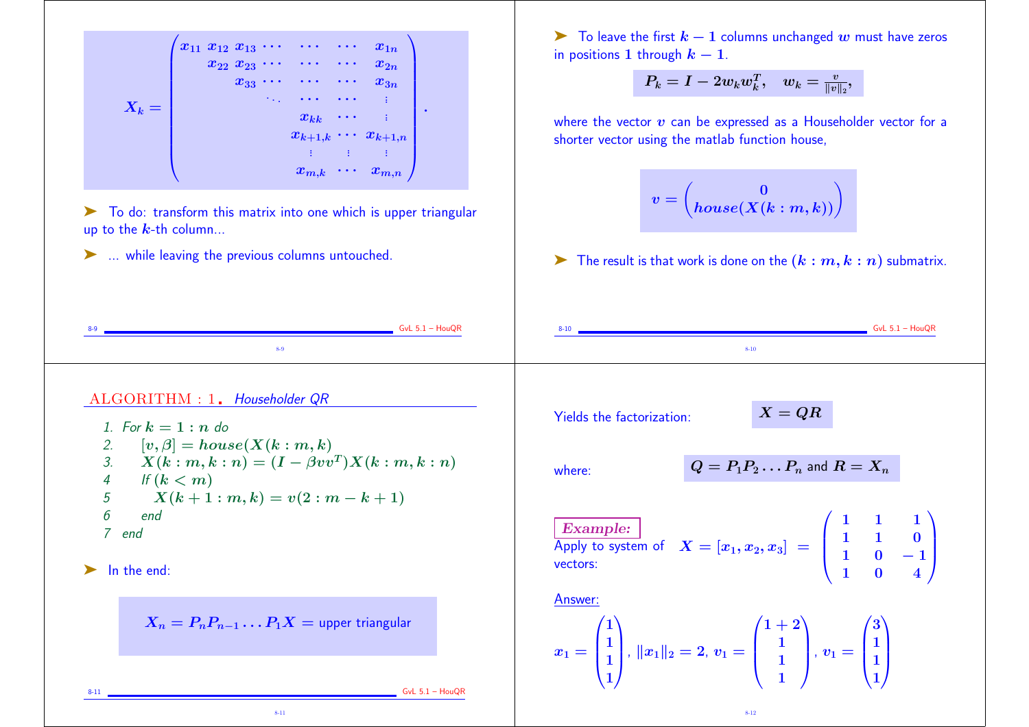$$X_k = \begin{pmatrix} x_{11} & x_{12} & x_{13} & \cdots & \cdots & \cdots & x_{1n} \\ & x_{22} & x_{23} & \cdots & \cdots & \cdots & x_{2n} \\ & & x_{33} & \cdots & \cdots & \cdots & x_{3n} \\ & & & \ddots & \cdots & \cdots & \vdots \\ & & & & x_{kk} & \cdots & \vdots \\ & & & & x_{k+1,k} & \cdots & x_{k+1,n} \\ & & & & \vdots & \vdots & \vdots \\ & & & & x_{m,k} & \cdots & x_{m,n} \end{pmatrix}.$$

- To do: transform this matrix into one which is upper triangular up to the $k$-th column...
- ... while leaving the previous columns untouched.

---

- To leave the first $k-1$ columns unchanged $w$ must have zeros in positions $1$ through $k-1$.

$$P_k = I - 2w_k w_k^T, \quad w_k = \frac{v}{\|v\|_2},$$

where the vector $v$ can be expressed as a Householder vector for a shorter vector using the matlab function house,

$$v = \begin{pmatrix} 0 \\ house(X(k:m,k)) \end{pmatrix}$$

- The result is that work is done on the $(k:m, k:n)$ submatrix.

---

ALGORITHM : 1. *Householder QR*

1. For $k = 1:n$ do
2. $\quad [v, \beta] = house(X(k:m,k))$
3. $\quad X(k:m,k:n) = (I - \beta vv^T)X(k:m,k:n)$
4. $\quad$ If $(k < m)$
5. $\quad\quad X(k+1:m,k) = v(2:m-k+1)$
6. $\quad$ end
7. end

- In the end:

$$X_n = P_n P_{n-1} \ldots P_1 X = \text{upper triangular}$$

---

Yields the factorization: $\quad X = QR$

where: $\quad Q = P_1 P_2 \ldots P_n$ and $R = X_n$

***Example:*** Apply to system of vectors:

$$X = [x_1, x_2, x_3] = \begin{pmatrix} 1 & 1 & 1 \\ 1 & 1 & 0 \\ 1 & 0 & -1 \\ 1 & 0 & 4 \end{pmatrix}$$

Answer:

$$x_1 = \begin{pmatrix} 1 \\ 1 \\ 1 \\ 1 \end{pmatrix}, \; \|x_1\|_2 = 2, \; v_1 = \begin{pmatrix} 1+2 \\ 1 \\ 1 \\ 1 \end{pmatrix}, \; v_1 = \begin{pmatrix} 3 \\ 1 \\ 1 \\ 1 \end{pmatrix}$$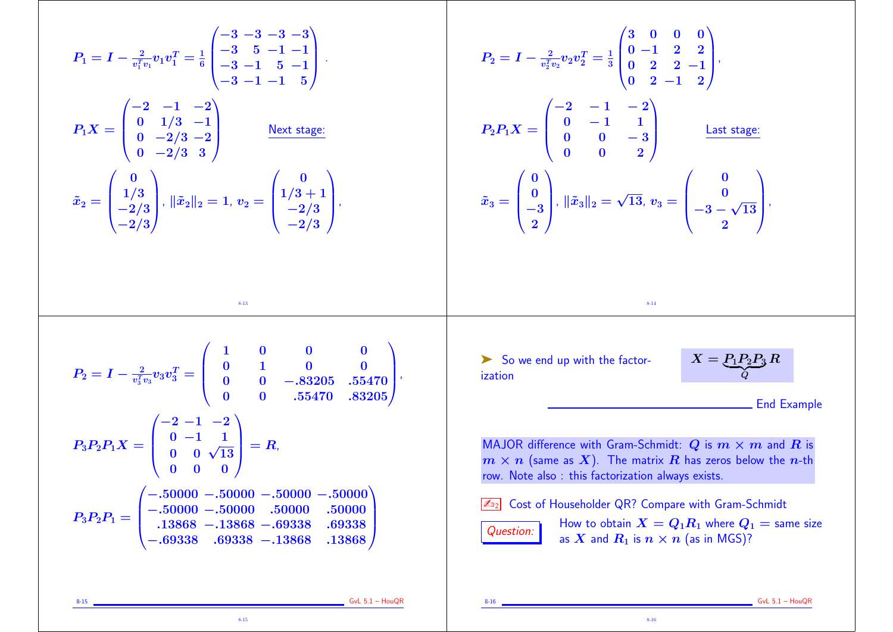$$P_1 = I - \frac{2}{v_1^T v_1} v_1 v_1^T = \frac{1}{6}\begin{pmatrix} -3 & -3 & -3 & -3 \\ -3 & 5 & -1 & -1 \\ -3 & -1 & 5 & -1 \\ -3 & -1 & -1 & 5 \end{pmatrix}.$$

$$P_1 X = \begin{pmatrix} -2 & -1 & -2 \\ 0 & 1/3 & -1 \\ 0 & -2/3 & -2 \\ 0 & -2/3 & 3 \end{pmatrix}$$

Next stage:

$$\tilde{x}_2 = \begin{pmatrix} 0 \\ 1/3 \\ -2/3 \\ -2/3 \end{pmatrix}, \; \|\tilde{x}_2\|_2 = 1, \; v_2 = \begin{pmatrix} 0 \\ 1/3 + 1 \\ -2/3 \\ -2/3 \end{pmatrix},$$

$$P_2 = I - \frac{2}{v_2^T v_2} v_2 v_2^T = \frac{1}{3}\begin{pmatrix} 3 & 0 & 0 & 0 \\ 0 & -1 & 2 & 2 \\ 0 & 2 & 2 & -1 \\ 0 & 2 & -1 & 2 \end{pmatrix},$$

$$P_2 P_1 X = \begin{pmatrix} -2 & -1 & -2 \\ 0 & -1 & 1 \\ 0 & 0 & -3 \\ 0 & 0 & 2 \end{pmatrix}$$

Last stage:

$$\tilde{x}_3 = \begin{pmatrix} 0 \\ 0 \\ -3 \\ 2 \end{pmatrix}, \; \|\tilde{x}_3\|_2 = \sqrt{13}, \; v_3 = \begin{pmatrix} 0 \\ 0 \\ -3 - \sqrt{13} \\ 2 \end{pmatrix},$$

$$P_2 = I - \frac{2}{v_3^T v_3} v_3 v_3^T = \begin{pmatrix} 1 & 0 & 0 & 0 \\ 0 & 1 & 0 & 0 \\ 0 & 0 & -.83205 & .55470 \\ 0 & 0 & .55470 & .83205 \end{pmatrix},$$

$$P_3 P_2 P_1 X = \begin{pmatrix} -2 & -1 & -2 \\ 0 & -1 & 1 \\ 0 & 0 & \sqrt{13} \\ 0 & 0 & 0 \end{pmatrix} = R,$$

$$P_3 P_2 P_1 = \begin{pmatrix} -.50000 & -.50000 & -.50000 & -.50000 \\ -.50000 & -.50000 & .50000 & .50000 \\ .13868 & -.13868 & -.69338 & .69338 \\ -.69338 & .69338 & -.13868 & .13868 \end{pmatrix}$$

➤ So we end up with the factorization

$$X = \underbrace{P_1 P_2 P_3}_{Q} R$$

End Example

MAJOR difference with Gram-Schmidt: $Q$ is $m \times m$ and $R$ is $m \times n$ (same as $X$). The matrix $R$ has zeros below the $n$-th row. Note also : this factorization always exists.

✍ Cost of Householder QR? Compare with Gram-Schmidt

*Question:* How to obtain $X = Q_1 R_1$ where $Q_1$ = same size as $X$ and $R_1$ is $n \times n$ (as in MGS)?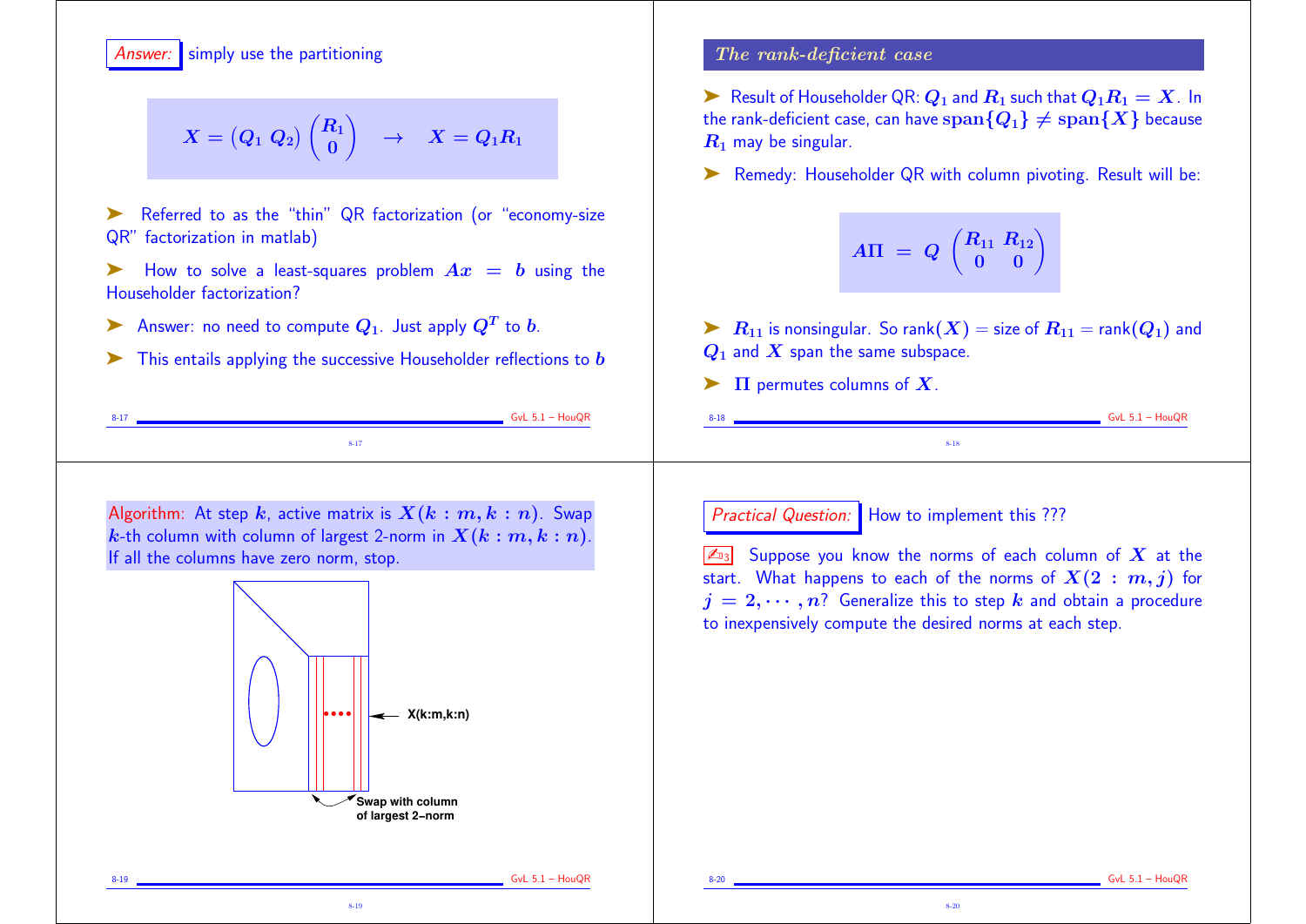*Answer:* simply use the partitioning

$$X = \begin{pmatrix} Q_1 & Q_2 \end{pmatrix} \begin{pmatrix} R_1 \\ 0 \end{pmatrix} \quad \rightarrow \quad X = Q_1 R_1$$

- Referred to as the "thin" QR factorization (or "economy-size QR" factorization in matlab)
- How to solve a least-squares problem $Ax = b$ using the Householder factorization?
- Answer: no need to compute $Q_1$. Just apply $Q^T$ to $b$.
- This entails applying the successive Householder reflections to $b$

## *The rank-deficient case*

- Result of Householder QR: $Q_1$ and $R_1$ such that $Q_1 R_1 = X$. In the rank-deficient case, can have $\text{span}\{Q_1\} \neq \text{span}\{X\}$ because $R_1$ may be singular.
- Remedy: Householder QR with column pivoting. Result will be:

$$A\Pi = Q \begin{pmatrix} R_{11} & R_{12} \\ 0 & 0 \end{pmatrix}$$

- $R_{11}$ is nonsingular. So rank$(X)$ = size of $R_{11}$ = rank$(Q_1)$ and $Q_1$ and $X$ span the same subspace.
- $\Pi$ permutes columns of $X$.

Algorithm: At step $k$, active matrix is $X(k:m, k:n)$. Swap $k$-th column with column of largest 2-norm in $X(k:m, k:n)$. If all the columns have zero norm, stop.

X(k:m,k:n)

Swap with column of largest 2–norm

*Practical Question:* How to implement this ???

✍₁₃ Suppose you know the norms of each column of $X$ at the start. What happens to each of the norms of $X(2:m, j)$ for $j = 2, \cdots, n$? Generalize this to step $k$ and obtain a procedure to inexpensively compute the desired norms at each step.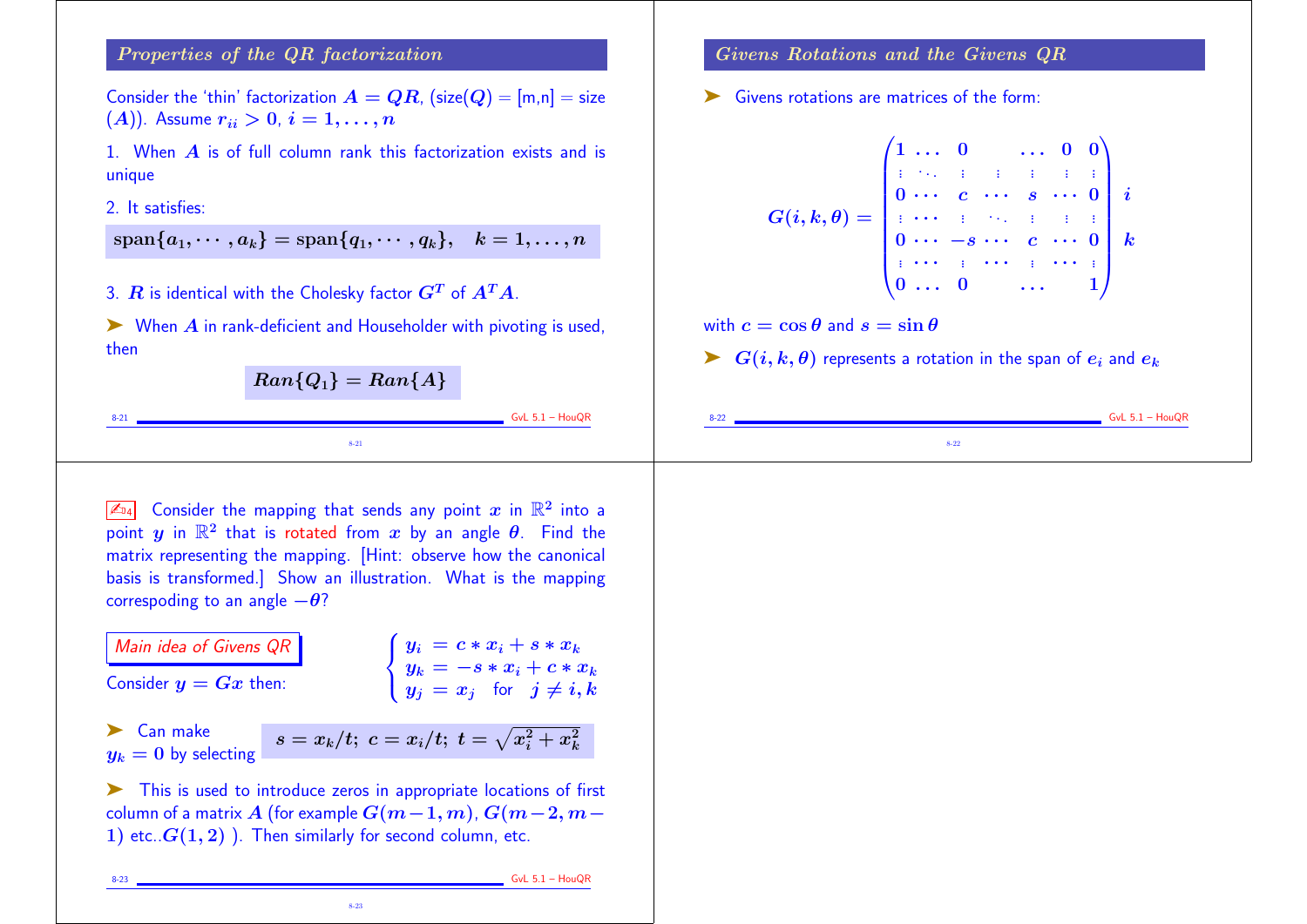## Properties of the QR factorization

Consider the 'thin' factorization $A = QR$, (size($Q$) = [m,n] = size ($A$)). Assume $r_{ii} > 0$, $i = 1, \ldots, n$

1. When $A$ is of full column rank this factorization exists and is unique

2. It satisfies:

$$\text{span}\{a_1, \cdots, a_k\} = \text{span}\{q_1, \cdots, q_k\}, \quad k = 1, \ldots, n$$

3. $R$ is identical with the Cholesky factor $G^T$ of $A^T A$.

➤ When $A$ in rank-deficient and Householder with pivoting is used, then

$$Ran\{Q_1\} = Ran\{A\}$$

## Givens Rotations and the Givens QR

➤ Givens rotations are matrices of the form:

$$G(i,k,\theta) = \begin{pmatrix} 1 & \ldots & 0 & & \ldots & 0 & 0 \\ \vdots & \ddots & \vdots & \vdots & \vdots & \vdots & \vdots \\ 0 & \cdots & c & \cdots & s & \cdots & 0 \\ \vdots & \cdots & \vdots & \ddots & \vdots & \vdots & \vdots \\ 0 & \cdots & -s & \cdots & c & \cdots & 0 \\ \vdots & \cdots & \vdots & \cdots & \vdots & \cdots & \vdots \\ 0 & \ldots & 0 & & \ldots & & 1 \end{pmatrix} \begin{matrix} \\ \\ i \\ \\ k \\ \\ \\ \end{matrix}$$

with $c = \cos\theta$ and $s = \sin\theta$

➤ $G(i,k,\theta)$ represents a rotation in the span of $e_i$ and $e_k$

---

✍₀₄ Consider the mapping that sends any point $x$ in $\mathbb{R}^2$ into a point $y$ in $\mathbb{R}^2$ that is rotated from $x$ by an angle $\theta$. Find the matrix representing the mapping. [Hint: observe how the canonical basis is transformed.] Show an illustration. What is the mapping correspoding to an angle $-\theta$?

*Main idea of Givens QR*

Consider $y = Gx$ then:

$$\begin{cases} y_i &= c * x_i + s * x_k \\ y_k &= -s * x_i + c * x_k \\ y_j &= x_j \quad \text{for} \quad j \neq i, k \end{cases}$$

➤ Can make $y_k = 0$ by selecting $s = x_k/t; \; c = x_i/t; \; t = \sqrt{x_i^2 + x_k^2}$

➤ This is used to introduce zeros in appropriate locations of first column of a matrix $A$ (for example $G(m-1, m)$, $G(m-2, m-1)$ etc..$G(1, 2)$ ). Then similarly for second column, etc.